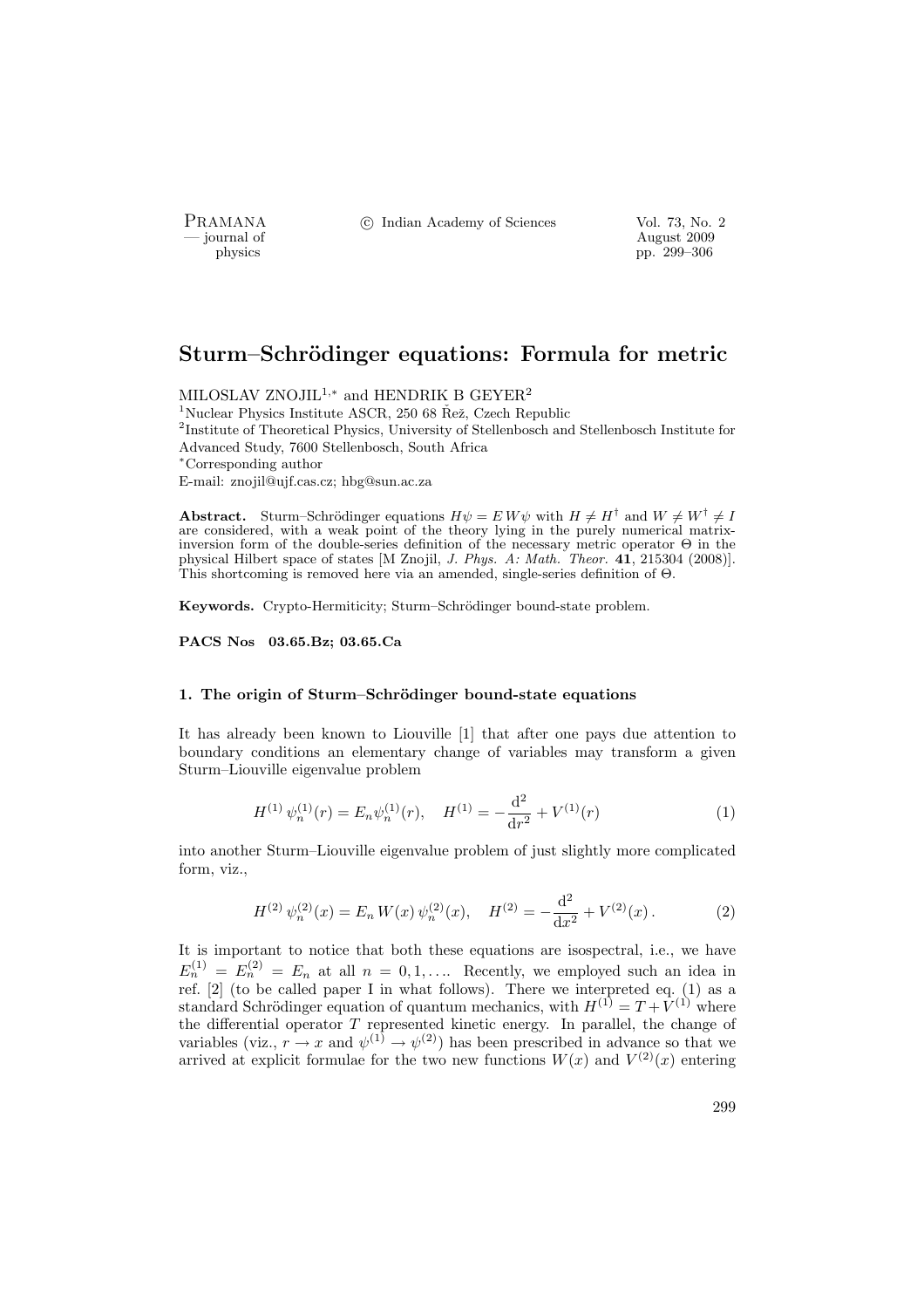# Sturm–Schrödinger equations: Formula for metric

MILOSLAV ZNOJIL[1,*] and HENDRIK B GEYER[2]

[1]Nuclear Physics Institute ASCR, 250 68 Řež, Czech Republic
[2]Institute of Theoretical Physics, University of Stellenbosch and Stellenbosch Institute for Advanced Study, 7600 Stellenbosch, South Africa
[*]Corresponding author
E-mail: znojil@ujf.cas.cz; hbg@sun.ac.za

**Abstract.** Sturm–Schrödinger equations $H\psi = E\,W\psi$ with $H \neq H^\dagger$ and $W \neq W^\dagger \neq I$ are considered, with a weak point of the theory lying in the purely numerical matrix-inversion form of the double-series definition of the necessary metric operator $\Theta$ in the physical Hilbert space of states [M Znojil, *J. Phys. A: Math. Theor.* **41**, 215304 (2008)]. This shortcoming is removed here via an amended, single-series definition of $\Theta$.

**Keywords.** Crypto-Hermiticity; Sturm–Schrödinger bound-state problem.

**PACS Nos 03.65.Bz; 03.65.Ca**

### 1. The origin of Sturm–Schrödinger bound-state equations

It has already been known to Liouville [1] that after one pays due attention to boundary conditions an elementary change of variables may transform a given Sturm–Liouville eigenvalue problem

$$H^{(1)}\,\psi_n^{(1)}(r) = E_n \psi_n^{(1)}(r), \quad H^{(1)} = -\frac{\mathrm{d}^2}{\mathrm{d}r^2} + V^{(1)}(r) \tag{1}$$

into another Sturm–Liouville eigenvalue problem of just slightly more complicated form, viz.,

$$H^{(2)}\,\psi_n^{(2)}(x) = E_n\,W(x)\,\psi_n^{(2)}(x), \quad H^{(2)} = -\frac{\mathrm{d}^2}{\mathrm{d}x^2} + V^{(2)}(x)\,. \tag{2}$$

It is important to notice that both these equations are isospectral, i.e., we have $E_n^{(1)} = E_n^{(2)} = E_n$ at all $n = 0, 1, \ldots$. Recently, we employed such an idea in ref. [2] (to be called paper I in what follows). There we interpreted eq. (1) as a standard Schrödinger equation of quantum mechanics, with $H^{(1)} = T + V^{(1)}$ where the differential operator $T$ represented kinetic energy. In parallel, the change of variables (viz., $r \to x$ and $\psi^{(1)} \to \psi^{(2)}$) has been prescribed in advance so that we arrived at explicit formulae for the two new functions $W(x)$ and $V^{(2)}(x)$ entering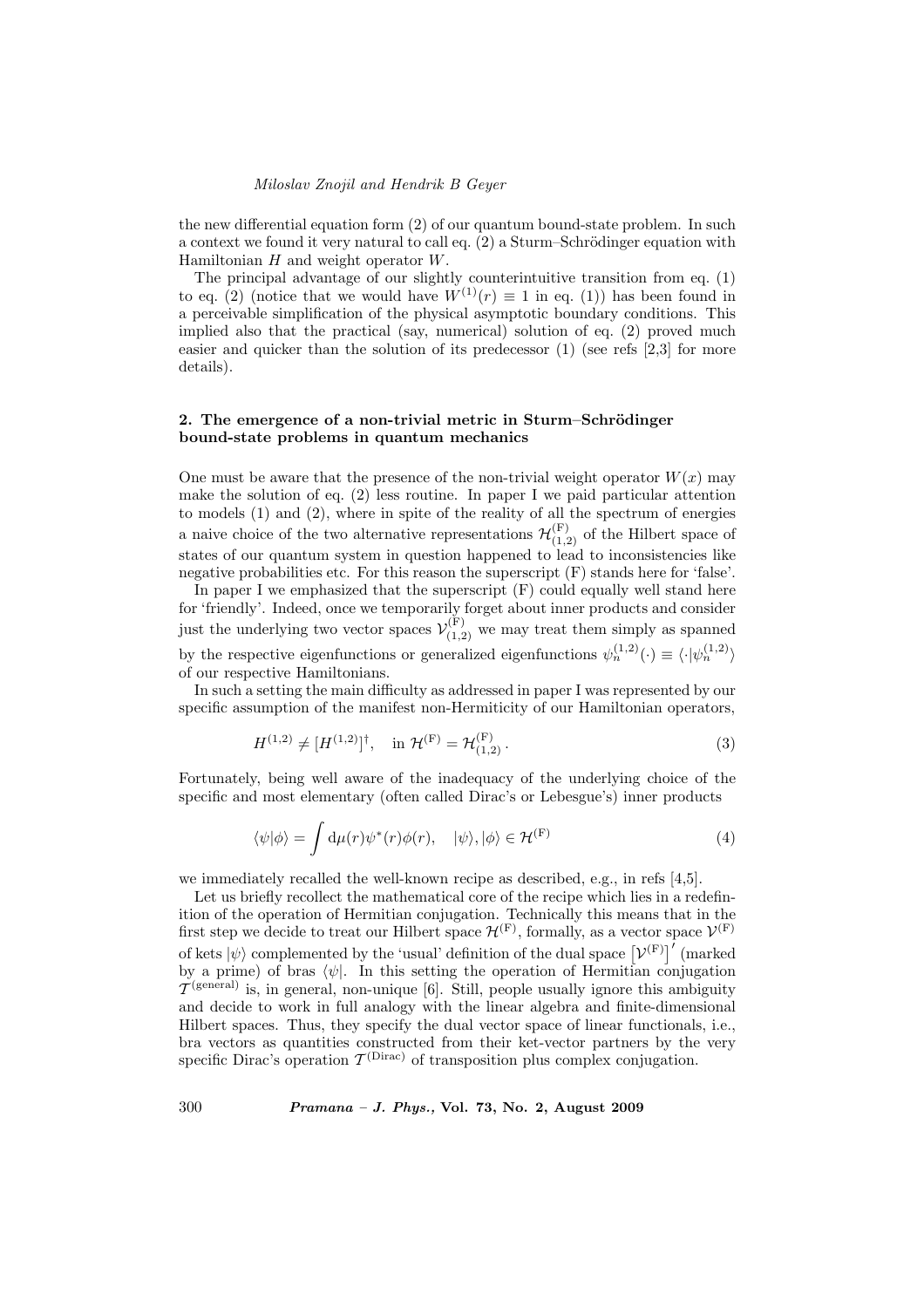the new differential equation form (2) of our quantum bound-state problem. In such a context we found it very natural to call eq. (2) a Sturm–Schrödinger equation with Hamiltonian $H$ and weight operator $W$.

The principal advantage of our slightly counterintuitive transition from eq. (1) to eq. (2) (notice that we would have $W^{(1)}(r) \equiv 1$ in eq. (1)) has been found in a perceivable simplification of the physical asymptotic boundary conditions. This implied also that the practical (say, numerical) solution of eq. (2) proved much easier and quicker than the solution of its predecessor (1) (see refs [2,3] for more details).

## 2. The emergence of a non-trivial metric in Sturm–Schrödinger bound-state problems in quantum mechanics

One must be aware that the presence of the non-trivial weight operator $W(x)$ may make the solution of eq. (2) less routine. In paper I we paid particular attention to models (1) and (2), where in spite of the reality of all the spectrum of energies a naive choice of the two alternative representations $\mathcal{H}^{(\mathrm{F})}_{(1,2)}$ of the Hilbert space of states of our quantum system in question happened to lead to inconsistencies like negative probabilities etc. For this reason the superscript (F) stands here for 'false'.

In paper I we emphasized that the superscript (F) could equally well stand here for 'friendly'. Indeed, once we temporarily forget about inner products and consider just the underlying two vector spaces $\mathcal{V}^{(\mathrm{F})}_{(1,2)}$ we may treat them simply as spanned by the respective eigenfunctions or generalized eigenfunctions $\psi_n^{(1,2)}(\cdot) \equiv \langle \cdot | \psi_n^{(1,2)} \rangle$ of our respective Hamiltonians.

In such a setting the main difficulty as addressed in paper I was represented by our specific assumption of the manifest non-Hermiticity of our Hamiltonian operators,

$$H^{(1,2)} \neq [H^{(1,2)}]^{\dagger}, \quad \text{in } \mathcal{H}^{(\mathrm{F})} = \mathcal{H}^{(\mathrm{F})}_{(1,2)} \,. \tag{3}$$

Fortunately, being well aware of the inadequacy of the underlying choice of the specific and most elementary (often called Dirac's or Lebesgue's) inner products

$$\langle \psi | \phi \rangle = \int \mathrm{d}\mu(r) \psi^*(r) \phi(r), \quad |\psi\rangle, |\phi\rangle \in \mathcal{H}^{(\mathrm{F})} \tag{4}$$

we immediately recalled the well-known recipe as described, e.g., in refs [4,5].

Let us briefly recollect the mathematical core of the recipe which lies in a redefinition of the operation of Hermitian conjugation. Technically this means that in the first step we decide to treat our Hilbert space $\mathcal{H}^{(\mathrm{F})}$, formally, as a vector space $\mathcal{V}^{(\mathrm{F})}$ of kets $|\psi\rangle$ complemented by the 'usual' definition of the dual space $\left[\mathcal{V}^{(\mathrm{F})}\right]'$ (marked by a prime) of bras $\langle \psi |$. In this setting the operation of Hermitian conjugation $\mathcal{T}^{(\mathrm{general})}$ is, in general, non-unique [6]. Still, people usually ignore this ambiguity and decide to work in full analogy with the linear algebra and finite-dimensional Hilbert spaces. Thus, they specify the dual vector space of linear functionals, i.e., bra vectors as quantities constructed from their ket-vector partners by the very specific Dirac's operation $\mathcal{T}^{(\mathrm{Dirac})}$ of transposition plus complex conjugation.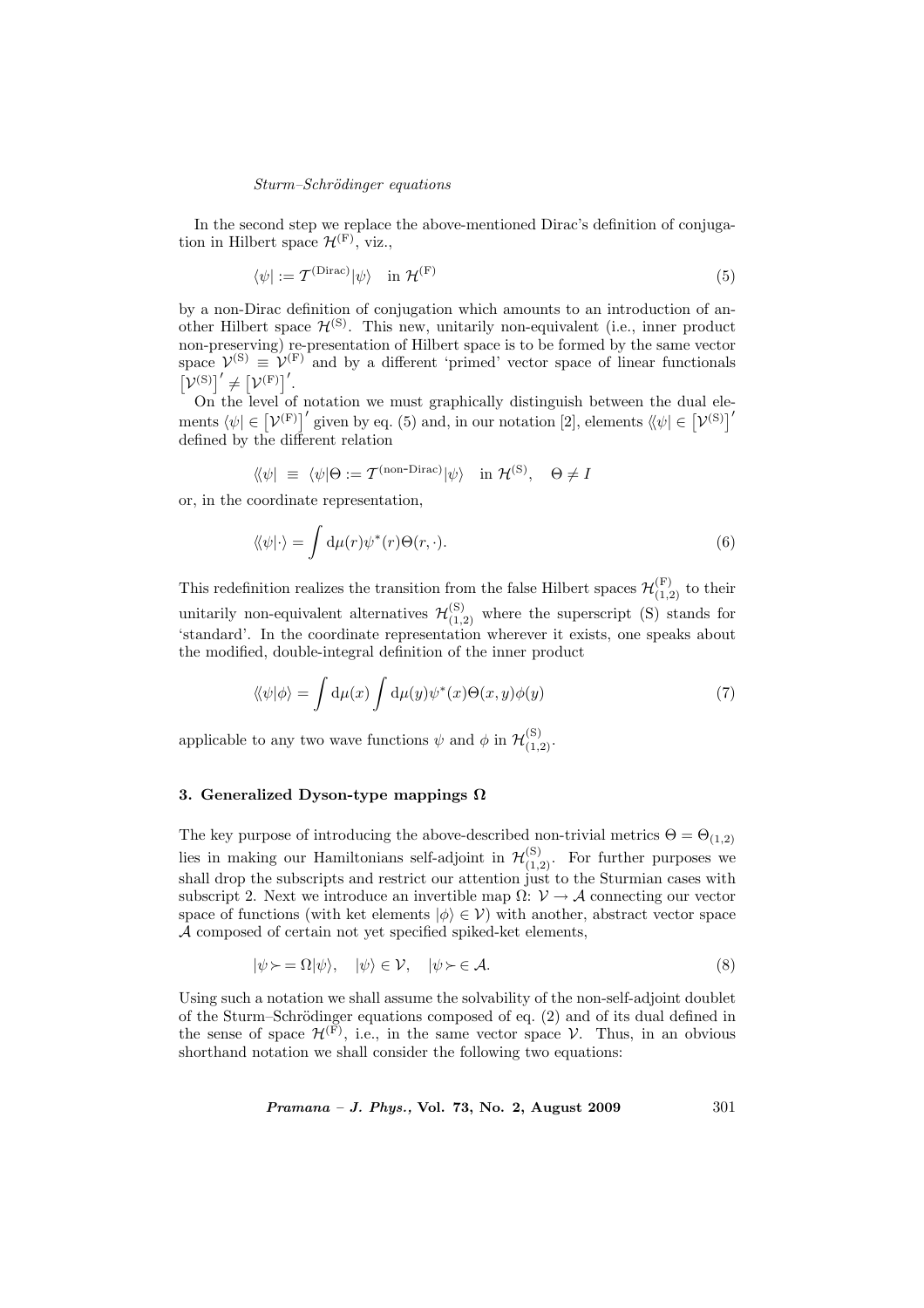In the second step we replace the above-mentioned Dirac's definition of conjugation in Hilbert space $\mathcal{H}^{(\mathrm{F})}$, viz.,

$$\langle\psi| := \mathcal{T}^{(\mathrm{Dirac})}|\psi\rangle \quad \text{in } \mathcal{H}^{(\mathrm{F})} \tag{5}$$

by a non-Dirac definition of conjugation which amounts to an introduction of another Hilbert space $\mathcal{H}^{(\mathrm{S})}$. This new, unitarily non-equivalent (i.e., inner product non-preserving) re-presentation of Hilbert space is to be formed by the same vector space $\mathcal{V}^{(\mathrm{S})} \equiv \mathcal{V}^{(\mathrm{F})}$ and by a different 'primed' vector space of linear functionals $\left[\mathcal{V}^{(\mathrm{S})}\right]' \neq \left[\mathcal{V}^{(\mathrm{F})}\right]'$.

On the level of notation we must graphically distinguish between the dual elements $\langle\psi| \in \left[\mathcal{V}^{(\mathrm{F})}\right]'$ given by eq. (5) and, in our notation [2], elements $\langle\!\langle\psi| \in \left[\mathcal{V}^{(\mathrm{S})}\right]'$ defined by the different relation

$$\langle\!\langle\psi| \;\equiv\; \langle\psi|\Theta := \mathcal{T}^{(\text{non-Dirac})}|\psi\rangle \quad \text{in } \mathcal{H}^{(\mathrm{S})}, \quad \Theta \neq I$$

or, in the coordinate representation,

$$\langle\!\langle\psi|\cdot\rangle = \int \mathrm{d}\mu(r)\psi^*(r)\Theta(r,\cdot). \tag{6}$$

This redefinition realizes the transition from the false Hilbert spaces $\mathcal{H}^{(\mathrm{F})}_{(1,2)}$ to their unitarily non-equivalent alternatives $\mathcal{H}^{(\mathrm{S})}_{(1,2)}$ where the superscript (S) stands for 'standard'. In the coordinate representation wherever it exists, one speaks about the modified, double-integral definition of the inner product

$$\langle\!\langle\psi|\phi\rangle = \int \mathrm{d}\mu(x)\int \mathrm{d}\mu(y)\psi^*(x)\Theta(x,y)\phi(y) \tag{7}$$

applicable to any two wave functions $\psi$ and $\phi$ in $\mathcal{H}^{(\mathrm{S})}_{(1,2)}$.

### 3. Generalized Dyson-type mappings $\Omega$

The key purpose of introducing the above-described non-trivial metrics $\Theta = \Theta_{(1,2)}$ lies in making our Hamiltonians self-adjoint in $\mathcal{H}^{(\mathrm{S})}_{(1,2)}$. For further purposes we shall drop the subscripts and restrict our attention just to the Sturmian cases with subscript 2. Next we introduce an invertible map $\Omega$: $\mathcal{V} \to \mathcal{A}$ connecting our vector space of functions (with ket elements $|\phi\rangle \in \mathcal{V}$) with another, abstract vector space $\mathcal{A}$ composed of certain not yet specified spiked-ket elements,

$$|\psi\succ = \Omega|\psi\rangle, \quad |\psi\rangle \in \mathcal{V}, \quad |\psi\succ \in \mathcal{A}. \tag{8}$$

Using such a notation we shall assume the solvability of the non-self-adjoint doublet of the Sturm–Schrödinger equations composed of eq. (2) and of its dual defined in the sense of space $\mathcal{H}^{(\mathrm{F})}$, i.e., in the same vector space $\mathcal{V}$. Thus, in an obvious shorthand notation we shall consider the following two equations: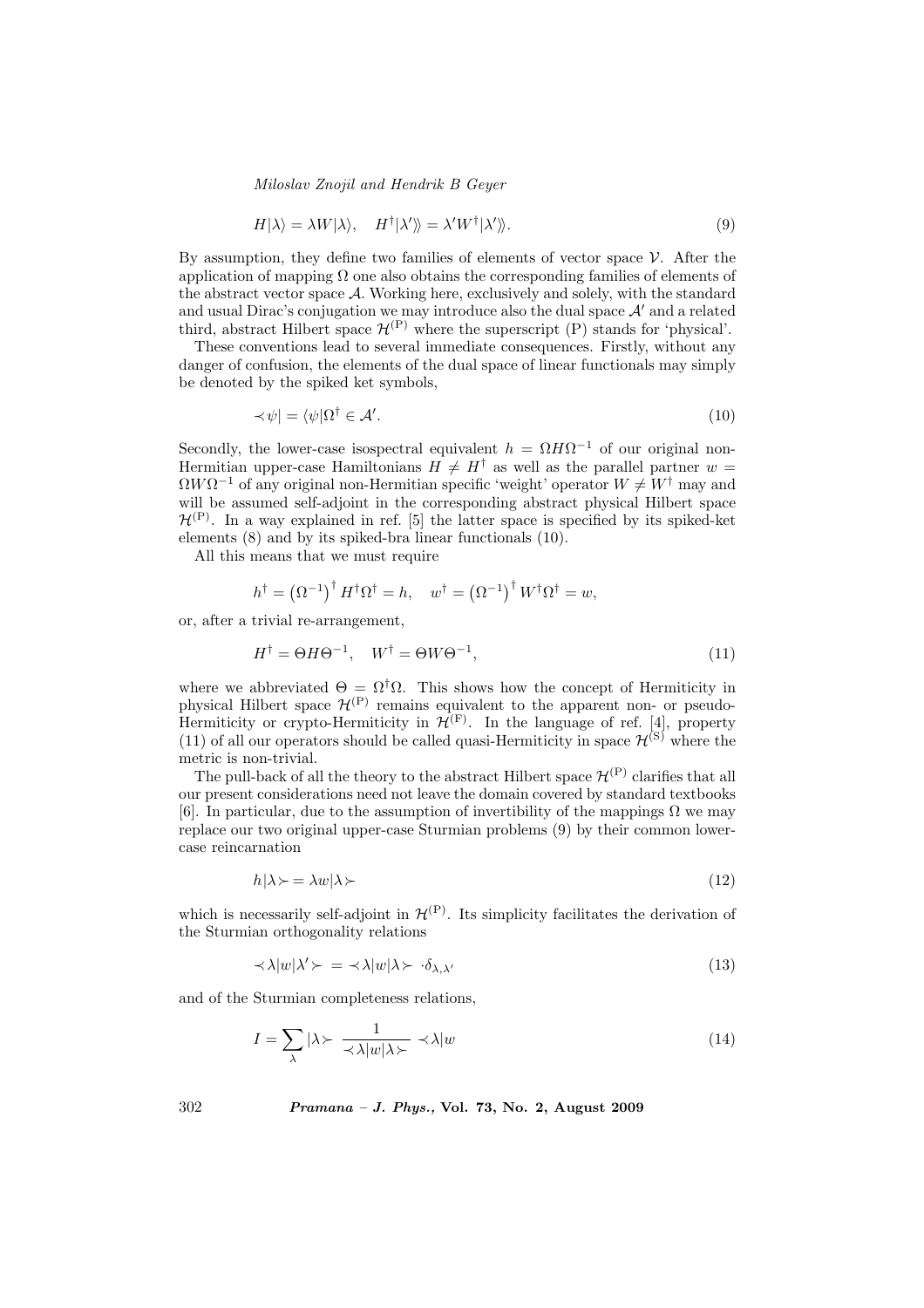$$H|\lambda\rangle = \lambda W|\lambda\rangle, \quad H^\dagger|\lambda'\rangle\!\rangle = \lambda' W^\dagger|\lambda'\rangle\!\rangle. \tag{9}$$

By assumption, they define two families of elements of vector space $\mathcal{V}$. After the application of mapping $\Omega$ one also obtains the corresponding families of elements of the abstract vector space $\mathcal{A}$. Working here, exclusively and solely, with the standard and usual Dirac's conjugation we may introduce also the dual space $\mathcal{A}'$ and a related third, abstract Hilbert space $\mathcal{H}^{(\mathrm{P})}$ where the superscript (P) stands for 'physical'.

These conventions lead to several immediate consequences. Firstly, without any danger of confusion, the elements of the dual space of linear functionals may simply be denoted by the spiked ket symbols,

$$\prec\psi| = \langle\psi|\Omega^\dagger \in \mathcal{A}'. \tag{10}$$

Secondly, the lower-case isospectral equivalent $h = \Omega H \Omega^{-1}$ of our original non-Hermitian upper-case Hamiltonians $H \neq H^\dagger$ as well as the parallel partner $w = \Omega W \Omega^{-1}$ of any original non-Hermitian specific 'weight' operator $W \neq W^\dagger$ may and will be assumed self-adjoint in the corresponding abstract physical Hilbert space $\mathcal{H}^{(\mathrm{P})}$. In a way explained in ref. [5] the latter space is specified by its spiked-ket elements (8) and by its spiked-bra linear functionals (10).

All this means that we must require

$$h^\dagger = \left(\Omega^{-1}\right)^\dagger H^\dagger \Omega^\dagger = h, \quad w^\dagger = \left(\Omega^{-1}\right)^\dagger W^\dagger \Omega^\dagger = w,$$

or, after a trivial re-arrangement,

$$H^\dagger = \Theta H \Theta^{-1}, \quad W^\dagger = \Theta W \Theta^{-1}, \tag{11}$$

where we abbreviated $\Theta = \Omega^\dagger \Omega$. This shows how the concept of Hermiticity in physical Hilbert space $\mathcal{H}^{(\mathrm{P})}$ remains equivalent to the apparent non- or pseudo-Hermiticity or crypto-Hermiticity in $\mathcal{H}^{(\mathrm{F})}$. In the language of ref. [4], property (11) of all our operators should be called quasi-Hermiticity in space $\mathcal{H}^{(\mathrm{S})}$ where the metric is non-trivial.

The pull-back of all the theory to the abstract Hilbert space $\mathcal{H}^{(\mathrm{P})}$ clarifies that all our present considerations need not leave the domain covered by standard textbooks [6]. In particular, due to the assumption of invertibility of the mappings $\Omega$ we may replace our two original upper-case Sturmian problems (9) by their common lower-case reincarnation

$$h|\lambda\succ = \lambda w|\lambda\succ \tag{12}$$

which is necessarily self-adjoint in $\mathcal{H}^{(\mathrm{P})}$. Its simplicity facilitates the derivation of the Sturmian orthogonality relations

$$\prec\lambda|w|\lambda'\succ \; = \; \prec\lambda|w|\lambda\succ \; \cdot \delta_{\lambda,\lambda'} \tag{13}$$

and of the Sturmian completeness relations,

$$I = \sum_\lambda |\lambda\succ \; \frac{1}{\prec\lambda|w|\lambda\succ} \; \prec\lambda|w \tag{14}$$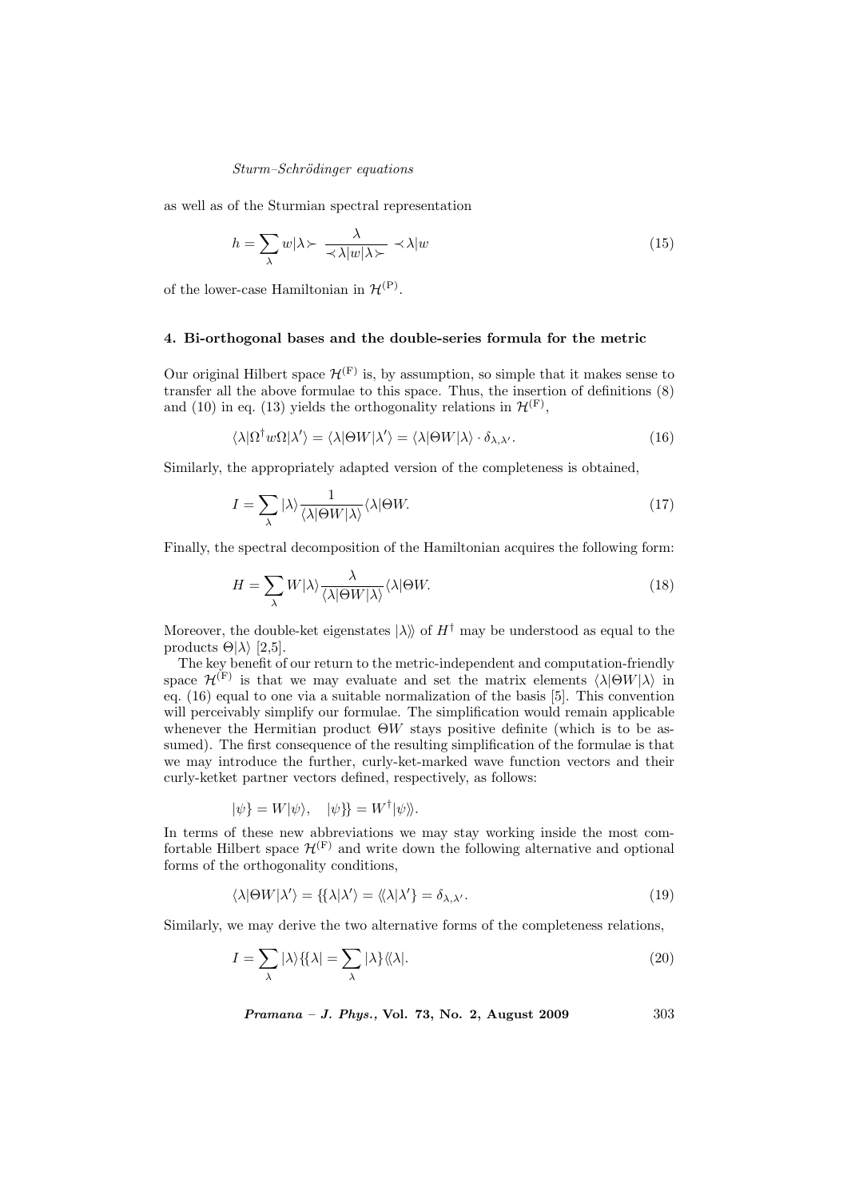as well as of the Sturmian spectral representation

$$h = \sum_{\lambda} w|\lambda \succ \frac{\lambda}{\prec \lambda|w|\lambda \succ} \prec \lambda|w \tag{15}$$

of the lower-case Hamiltonian in $\mathcal{H}^{(\mathrm{P})}$.

### 4. Bi-orthogonal bases and the double-series formula for the metric

Our original Hilbert space $\mathcal{H}^{(\mathrm{F})}$ is, by assumption, so simple that it makes sense to transfer all the above formulae to this space. Thus, the insertion of definitions (8) and (10) in eq. (13) yields the orthogonality relations in $\mathcal{H}^{(\mathrm{F})}$,

$$\langle \lambda|\Omega^{\dagger} w \Omega|\lambda'\rangle = \langle \lambda|\Theta W|\lambda'\rangle = \langle \lambda|\Theta W|\lambda\rangle \cdot \delta_{\lambda,\lambda'}. \tag{16}$$

Similarly, the appropriately adapted version of the completeness is obtained,

$$I = \sum_{\lambda} |\lambda\rangle \frac{1}{\langle \lambda|\Theta W|\lambda\rangle} \langle \lambda|\Theta W. \tag{17}$$

Finally, the spectral decomposition of the Hamiltonian acquires the following form:

$$H = \sum_{\lambda} W|\lambda\rangle \frac{\lambda}{\langle \lambda|\Theta W|\lambda\rangle} \langle \lambda|\Theta W. \tag{18}$$

Moreover, the double-ket eigenstates $|\lambda\rangle\!\rangle$ of $H^{\dagger}$ may be understood as equal to the products $\Theta|\lambda\rangle$ [2,5].

The key benefit of our return to the metric-independent and computation-friendly space $\mathcal{H}^{(\mathrm{F})}$ is that we may evaluate and set the matrix elements $\langle \lambda|\Theta W|\lambda\rangle$ in eq. (16) equal to one via a suitable normalization of the basis [5]. This convention will perceivably simplify our formulae. The simplification would remain applicable whenever the Hermitian product $\Theta W$ stays positive definite (which is to be assumed). The first consequence of the resulting simplification of the formulae is that we may introduce the further, curly-ket-marked wave function vectors and their curly-ketket partner vectors defined, respectively, as follows:

$$|\psi\} = W|\psi\rangle, \quad |\psi\}\!\} = W^{\dagger}|\psi\rangle\!\rangle.$$

In terms of these new abbreviations we may stay working inside the most comfortable Hilbert space $\mathcal{H}^{(\mathrm{F})}$ and write down the following alternative and optional forms of the orthogonality conditions,

$$\langle \lambda|\Theta W|\lambda'\rangle = \{\!\{\lambda|\lambda'\rangle = \langle\!\langle \lambda|\lambda'\} = \delta_{\lambda,\lambda'}. \tag{19}$$

Similarly, we may derive the two alternative forms of the completeness relations,

$$I = \sum_{\lambda} |\lambda\rangle\{\!\{\lambda| = \sum_{\lambda} |\lambda\}\langle\!\langle \lambda|. \tag{20}$$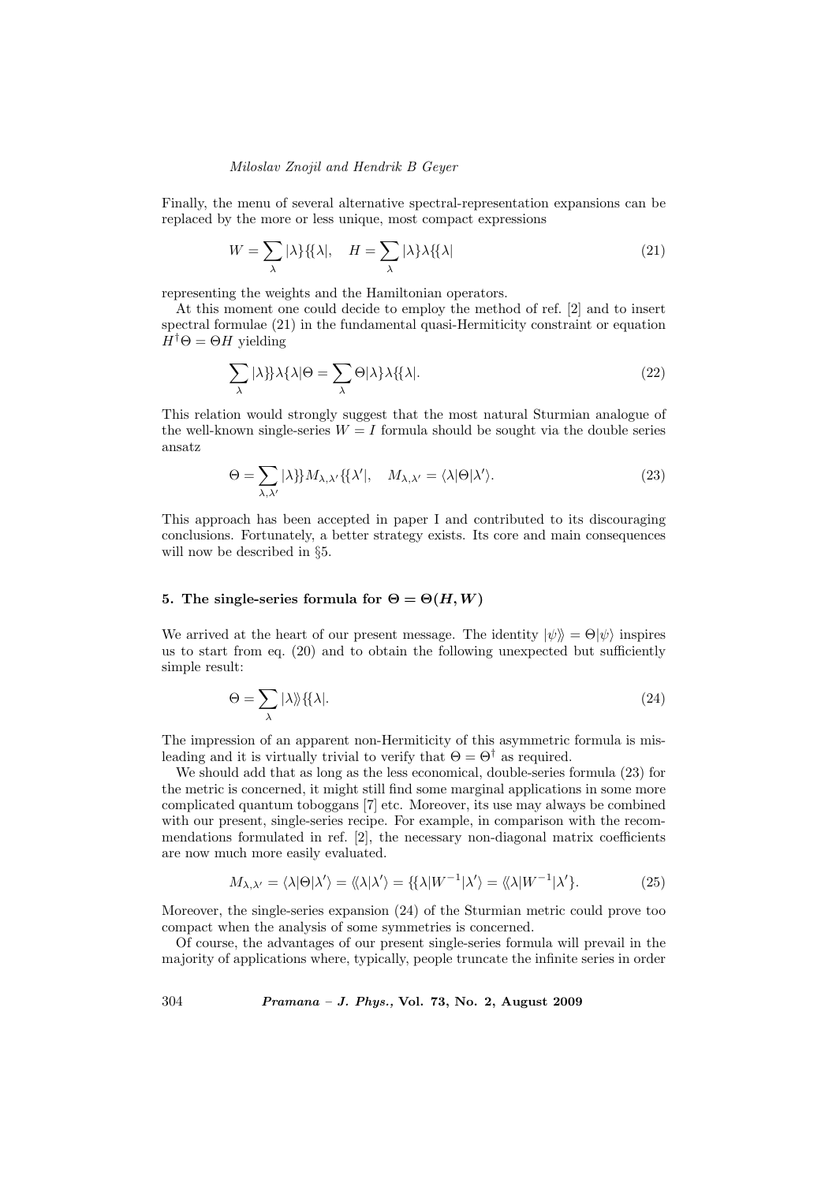Finally, the menu of several alternative spectral-representation expansions can be replaced by the more or less unique, most compact expressions

$$W = \sum_\lambda |\lambda\}\{\{\lambda|, \quad H = \sum_\lambda |\lambda\}\lambda\{\{\lambda| \tag{21}$$

representing the weights and the Hamiltonian operators.

At this moment one could decide to employ the method of ref. [2] and to insert spectral formulae (21) in the fundamental quasi-Hermiticity constraint or equation $H^\dagger\Theta = \Theta H$ yielding

$$\sum_\lambda |\lambda\}\}\lambda\{\lambda|\Theta = \sum_\lambda \Theta|\lambda\}\lambda\{\{\lambda|. \tag{22}$$

This relation would strongly suggest that the most natural Sturmian analogue of the well-known single-series $W = I$ formula should be sought via the double series ansatz

$$\Theta = \sum_{\lambda,\lambda'} |\lambda\}\}M_{\lambda,\lambda'}\{\{\lambda'|, \quad M_{\lambda,\lambda'} = \langle\lambda|\Theta|\lambda'\rangle. \tag{23}$$

This approach has been accepted in paper I and contributed to its discouraging conclusions. Fortunately, a better strategy exists. Its core and main consequences will now be described in §5.

## 5. The single-series formula for $\Theta = \Theta(H, W)$

We arrived at the heart of our present message. The identity $|\psi\rangle\rangle = \Theta|\psi\rangle$ inspires us to start from eq. (20) and to obtain the following unexpected but sufficiently simple result:

$$\Theta = \sum_\lambda |\lambda\rangle\rangle\{\{\lambda|. \tag{24}$$

The impression of an apparent non-Hermiticity of this asymmetric formula is misleading and it is virtually trivial to verify that $\Theta = \Theta^\dagger$ as required.

We should add that as long as the less economical, double-series formula (23) for the metric is concerned, it might still find some marginal applications in some more complicated quantum toboggans [7] etc. Moreover, its use may always be combined with our present, single-series recipe. For example, in comparison with the recommendations formulated in ref. [2], the necessary non-diagonal matrix coefficients are now much more easily evaluated.

$$M_{\lambda,\lambda'} = \langle\lambda|\Theta|\lambda'\rangle = \langle\langle\lambda|\lambda'\rangle = \{\{\lambda|W^{-1}|\lambda'\rangle = \langle\langle\lambda|W^{-1}|\lambda'\}. \tag{25}$$

Moreover, the single-series expansion (24) of the Sturmian metric could prove too compact when the analysis of some symmetries is concerned.

Of course, the advantages of our present single-series formula will prevail in the majority of applications where, typically, people truncate the infinite series in order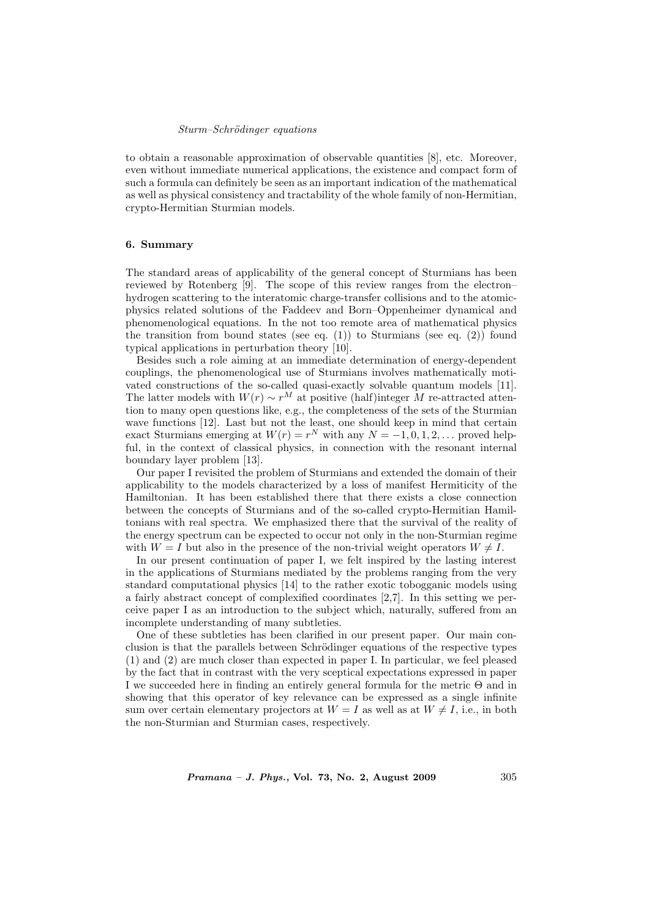to obtain a reasonable approximation of observable quantities [8], etc. Moreover, even without immediate numerical applications, the existence and compact form of such a formula can definitely be seen as an important indication of the mathematical as well as physical consistency and tractability of the whole family of non-Hermitian, crypto-Hermitian Sturmian models.

## 6. Summary

The standard areas of applicability of the general concept of Sturmians has been reviewed by Rotenberg [9]. The scope of this review ranges from the electron–hydrogen scattering to the interatomic charge-transfer collisions and to the atomic-physics related solutions of the Faddeev and Born–Oppenheimer dynamical and phenomenological equations. In the not too remote area of mathematical physics the transition from bound states (see eq. (1)) to Sturmians (see eq. (2)) found typical applications in perturbation theory [10].

Besides such a role aiming at an immediate determination of energy-dependent couplings, the phenomenological use of Sturmians involves mathematically motivated constructions of the so-called quasi-exactly solvable quantum models [11]. The latter models with $W(r) \sim r^M$ at positive (half)integer $M$ re-attracted attention to many open questions like, e.g., the completeness of the sets of the Sturmian wave functions [12]. Last but not the least, one should keep in mind that certain exact Sturmians emerging at $W(r) = r^N$ with any $N = -1, 0, 1, 2, \ldots$ proved helpful, in the context of classical physics, in connection with the resonant internal boundary layer problem [13].

Our paper I revisited the problem of Sturmians and extended the domain of their applicability to the models characterized by a loss of manifest Hermiticity of the Hamiltonian. It has been established there that there exists a close connection between the concepts of Sturmians and of the so-called crypto-Hermitian Hamiltonians with real spectra. We emphasized there that the survival of the reality of the energy spectrum can be expected to occur not only in the non-Sturmian regime with $W = I$ but also in the presence of the non-trivial weight operators $W \neq I$.

In our present continuation of paper I, we felt inspired by the lasting interest in the applications of Sturmians mediated by the problems ranging from the very standard computational physics [14] to the rather exotic tobogganic models using a fairly abstract concept of complexified coordinates [2,7]. In this setting we perceive paper I as an introduction to the subject which, naturally, suffered from an incomplete understanding of many subtleties.

One of these subtleties has been clarified in our present paper. Our main conclusion is that the parallels between Schrödinger equations of the respective types (1) and (2) are much closer than expected in paper I. In particular, we feel pleased by the fact that in contrast with the very sceptical expectations expressed in paper I we succeeded here in finding an entirely general formula for the metric $\Theta$ and in showing that this operator of key relevance can be expressed as a single infinite sum over certain elementary projectors at $W = I$ as well as at $W \neq I$, i.e., in both the non-Sturmian and Sturmian cases, respectively.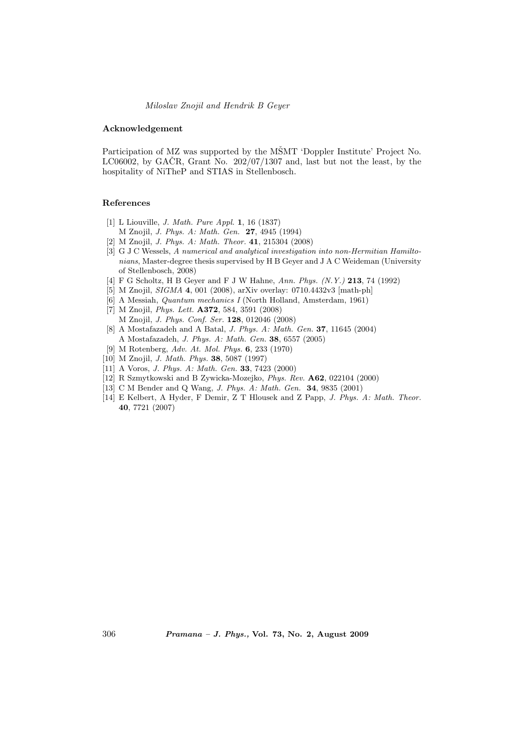## Acknowledgement

Participation of MZ was supported by the MŠMT 'Doppler Institute' Project No. LC06002, by GAČR, Grant No. 202/07/1307 and, last but not the least, by the hospitality of NiTheP and STIAS in Stellenbosch.

## References

[1] L Liouville, *J. Math. Pure Appl.* **1**, 16 (1837)
M Znojil, *J. Phys. A: Math. Gen.* **27**, 4945 (1994)

[2] M Znojil, *J. Phys. A: Math. Theor.* **41**, 215304 (2008)

[3] G J C Wessels, *A numerical and analytical investigation into non-Hermitian Hamiltonians*, Master-degree thesis supervised by H B Geyer and J A C Weideman (University of Stellenbosch, 2008)

[4] F G Scholtz, H B Geyer and F J W Hahne, *Ann. Phys. (N.Y.)* **213**, 74 (1992)

[5] M Znojil, *SIGMA* **4**, 001 (2008), arXiv overlay: 0710.4432v3 [math-ph]

[6] A Messiah, *Quantum mechanics I* (North Holland, Amsterdam, 1961)

[7] M Znojil, *Phys. Lett.* **A372**, 584, 3591 (2008)
M Znojil, *J. Phys. Conf. Ser.* **128**, 012046 (2008)

[8] A Mostafazadeh and A Batal, *J. Phys. A: Math. Gen.* **37**, 11645 (2004)
A Mostafazadeh, *J. Phys. A: Math. Gen.* **38**, 6557 (2005)

[9] M Rotenberg, *Adv. At. Mol. Phys.* **6**, 233 (1970)

[10] M Znojil, *J. Math. Phys.* **38**, 5087 (1997)

[11] A Voros, *J. Phys. A: Math. Gen.* **33**, 7423 (2000)

[12] R Szmytkowski and B Zywicka-Mozejko, *Phys. Rev.* **A62**, 022104 (2000)

[13] C M Bender and Q Wang, *J. Phys. A: Math. Gen.* **34**, 9835 (2001)

[14] E Kelbert, A Hyder, F Demir, Z T Hlousek and Z Papp, *J. Phys. A: Math. Theor.* **40**, 7721 (2007)